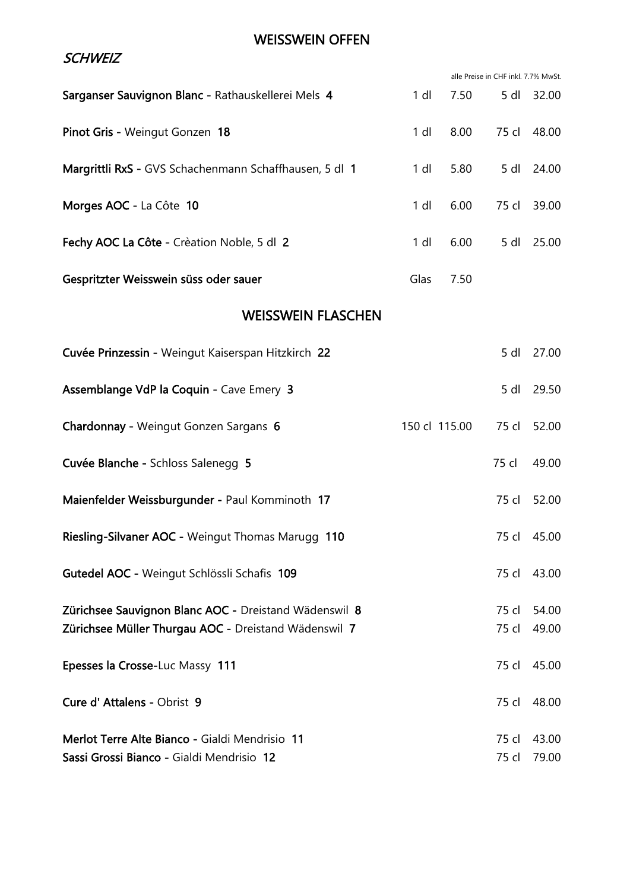## WEISSWEIN OFFEN

### *SCHWEIZ*

alle Preise in CHF inkl. 7.7% MwSt.

| Wein | | | | |
|---|---|---|---|---|
| **Sarganser Sauvignon Blanc** - Rathauskellerei Mels **4** | 1 dl | 7.50 | 5 dl | 32.00 |
| **Pinot Gris** - Weingut Gonzen **18** | 1 dl | 8.00 | 75 cl | 48.00 |
| **Margrittli RxS** - GVS Schachenmann Schaffhausen, 5 dl **1** | 1 dl | 5.80 | 5 dl | 24.00 |
| **Morges AOC** - La Côte **10** | 1 dl | 6.00 | 75 cl | 39.00 |
| **Fechy AOC La Côte** - Crèation Noble, 5 dl **2** | 1 dl | 6.00 | 5 dl | 25.00 |
| **Gespritzter Weisswein süss oder sauer** | Glas | 7.50 | | |

## WEISSWEIN FLASCHEN

| Wein | | | | |
|---|---|---|---|---|
| **Cuvée Prinzessin** - Weingut Kaiserspan Hitzkirch **22** | | | 5 dl | 27.00 |
| **Assemblange VdP la Coquin** - Cave Emery **3** | | | 5 dl | 29.50 |
| **Chardonnay** - Weingut Gonzen Sargans **6** | 150 cl | 115.00 | 75 cl | 52.00 |
| **Cuvée Blanche** - Schloss Salenegg **5** | | | 75 cl | 49.00 |
| **Maienfelder Weissburgunder** - Paul Komminoth **17** | | | 75 cl | 52.00 |
| **Riesling-Silvaner AOC** - Weingut Thomas Marugg **110** | | | 75 cl | 45.00 |
| **Gutedel AOC** - Weingut Schlössli Schafis **109** | | | 75 cl | 43.00 |
| **Zürichsee Sauvignon Blanc AOC** - Dreistand Wädenswil **8** | | | 75 cl | 54.00 |
| **Zürichsee Müller Thurgau AOC** - Dreistand Wädenswil **7** | | | 75 cl | 49.00 |
| **Epesses la Crosse**-Luc Massy **111** | | | 75 cl | 45.00 |
| **Cure d' Attalens** - Obrist **9** | | | 75 cl | 48.00 |
| **Merlot Terre Alte Bianco** - Gialdi Mendrisio **11** | | | 75 cl | 43.00 |
| **Sassi Grossi Bianco** - Gialdi Mendrisio **12** | | | 75 cl | 79.00 |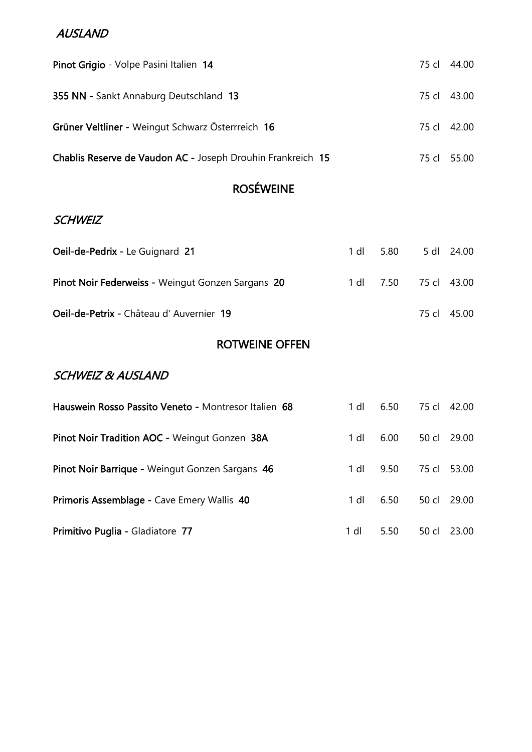*AUSLAND*

| | | | | |
|---|---|---|---|---|
| **Pinot Grigio** - Volpe Pasini Italien **14** | | | 75 cl | 44.00 |
| **355 NN** - Sankt Annaburg Deutschland **13** | | | 75 cl | 43.00 |
| **Grüner Veltliner** - Weingut Schwarz Österrreich **16** | | | 75 cl | 42.00 |
| **Chablis Reserve de Vaudon AC** - Joseph Drouhin Frankreich **15** | | | 75 cl | 55.00 |

## ROSÉWEINE

*SCHWEIZ*

| | | | | |
|---|---|---|---|---|
| **Oeil-de-Pedrix** - Le Guignard **21** | 1 dl | 5.80 | 5 dl | 24.00 |
| **Pinot Noir Federweiss** - Weingut Gonzen Sargans **20** | 1 dl | 7.50 | 75 cl | 43.00 |
| **Oeil-de-Petrix** - Château d' Auvernier **19** | | | 75 cl | 45.00 |

## ROTWEINE OFFEN

*SCHWEIZ & AUSLAND*

| | | | | |
|---|---|---|---|---|
| **Hauswein Rosso Passito Veneto** - Montresor Italien **68** | 1 dl | 6.50 | 75 cl | 42.00 |
| **Pinot Noir Tradition AOC** - Weingut Gonzen **38A** | 1 dl | 6.00 | 50 cl | 29.00 |
| **Pinot Noir Barrique** - Weingut Gonzen Sargans **46** | 1 dl | 9.50 | 75 cl | 53.00 |
| **Primoris Assemblage** - Cave Emery Wallis **40** | 1 dl | 6.50 | 50 cl | 29.00 |
| **Primitivo Puglia** - Gladiatore **77** | 1 dl | 5.50 | 50 cl | 23.00 |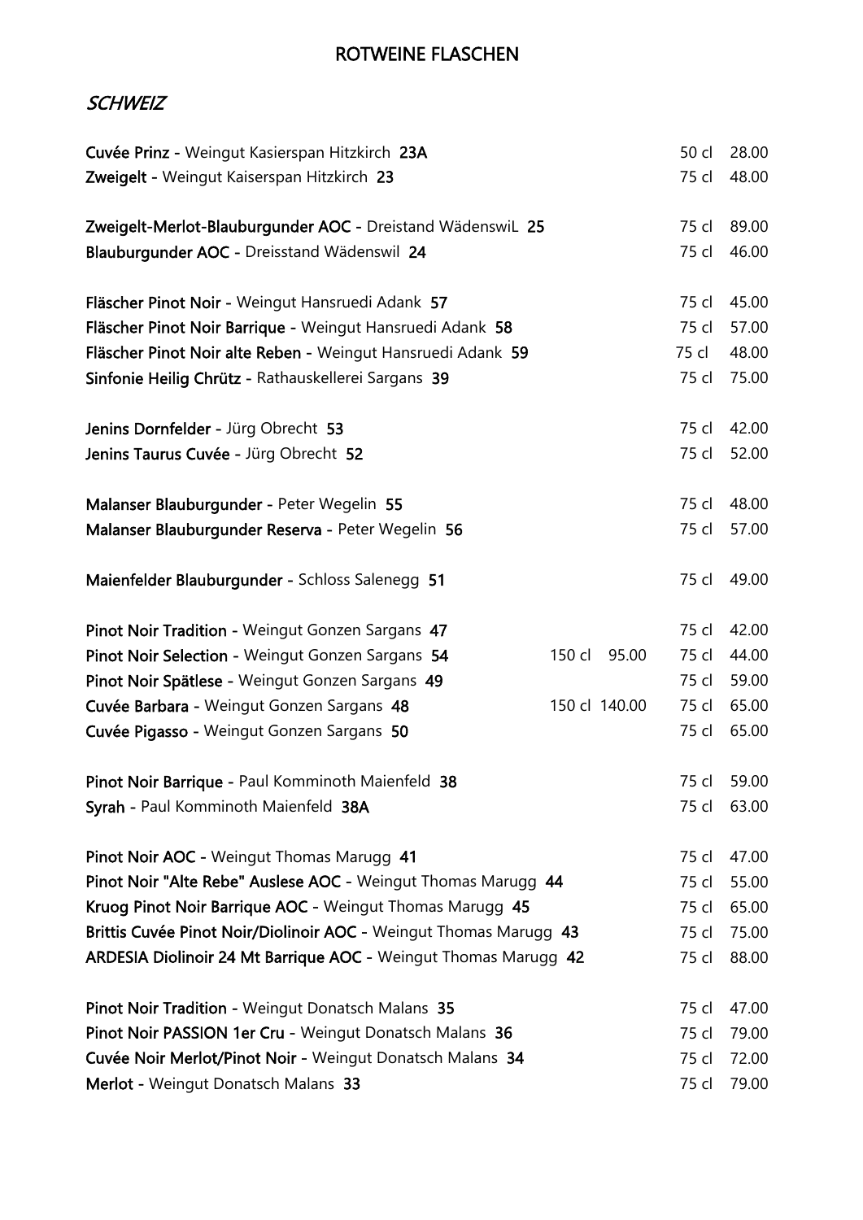# ROTWEINE FLASCHEN

## *SCHWEIZ*

| Wein | | | | |
|---|---|---|---|---|
| **Cuvée Prinz** - Weingut Kasierspan Hitzkirch **23A** | | | 50 cl | 28.00 |
| **Zweigelt** - Weingut Kaiserspan Hitzkirch **23** | | | 75 cl | 48.00 |
| | | | | |
| **Zweigelt-Merlot-Blauburgunder AOC** - Dreistand WädenswiL **25** | | | 75 cl | 89.00 |
| **Blauburgunder AOC** - Dreisstand Wädenswil **24** | | | 75 cl | 46.00 |
| | | | | |
| **Fläscher Pinot Noir** - Weingut Hansruedi Adank **57** | | | 75 cl | 45.00 |
| **Fläscher Pinot Noir Barrique** - Weingut Hansruedi Adank **58** | | | 75 cl | 57.00 |
| **Fläscher Pinot Noir alte Reben** - Weingut Hansruedi Adank **59** | | | 75 cl | 48.00 |
| **Sinfonie Heilig Chrütz** - Rathauskellerei Sargans **39** | | | 75 cl | 75.00 |
| | | | | |
| **Jenins Dornfelder** - Jürg Obrecht **53** | | | 75 cl | 42.00 |
| **Jenins Taurus Cuvée** - Jürg Obrecht **52** | | | 75 cl | 52.00 |
| | | | | |
| **Malanser Blauburgunder** - Peter Wegelin **55** | | | 75 cl | 48.00 |
| **Malanser Blauburgunder Reserva** - Peter Wegelin **56** | | | 75 cl | 57.00 |
| | | | | |
| **Maienfelder Blauburgunder** - Schloss Salenegg **51** | | | 75 cl | 49.00 |
| | | | | |
| **Pinot Noir Tradition** - Weingut Gonzen Sargans **47** | | | 75 cl | 42.00 |
| **Pinot Noir Selection** - Weingut Gonzen Sargans **54** | 150 cl | 95.00 | 75 cl | 44.00 |
| **Pinot Noir Spätlese** - Weingut Gonzen Sargans **49** | | | 75 cl | 59.00 |
| **Cuvée Barbara** - Weingut Gonzen Sargans **48** | 150 cl | 140.00 | 75 cl | 65.00 |
| **Cuvée Pigasso** - Weingut Gonzen Sargans **50** | | | 75 cl | 65.00 |
| | | | | |
| **Pinot Noir Barrique** - Paul Komminoth Maienfeld **38** | | | 75 cl | 59.00 |
| **Syrah** - Paul Komminoth Maienfeld **38A** | | | 75 cl | 63.00 |
| | | | | |
| **Pinot Noir AOC** - Weingut Thomas Marugg **41** | | | 75 cl | 47.00 |
| **Pinot Noir "Alte Rebe" Auslese AOC** - Weingut Thomas Marugg **44** | | | 75 cl | 55.00 |
| **Kruog Pinot Noir Barrique AOC** - Weingut Thomas Marugg **45** | | | 75 cl | 65.00 |
| **Brittis Cuvée Pinot Noir/Diolinoir AOC** - Weingut Thomas Marugg **43** | | | 75 cl | 75.00 |
| **ARDESIA Diolinoir 24 Mt Barrique AOC** - Weingut Thomas Marugg **42** | | | 75 cl | 88.00 |
| | | | | |
| **Pinot Noir Tradition** - Weingut Donatsch Malans **35** | | | 75 cl | 47.00 |
| **Pinot Noir PASSION 1er Cru** - Weingut Donatsch Malans **36** | | | 75 cl | 79.00 |
| **Cuvée Noir Merlot/Pinot Noir** - Weingut Donatsch Malans **34** | | | 75 cl | 72.00 |
| **Merlot** - Weingut Donatsch Malans **33** | | | 75 cl | 79.00 |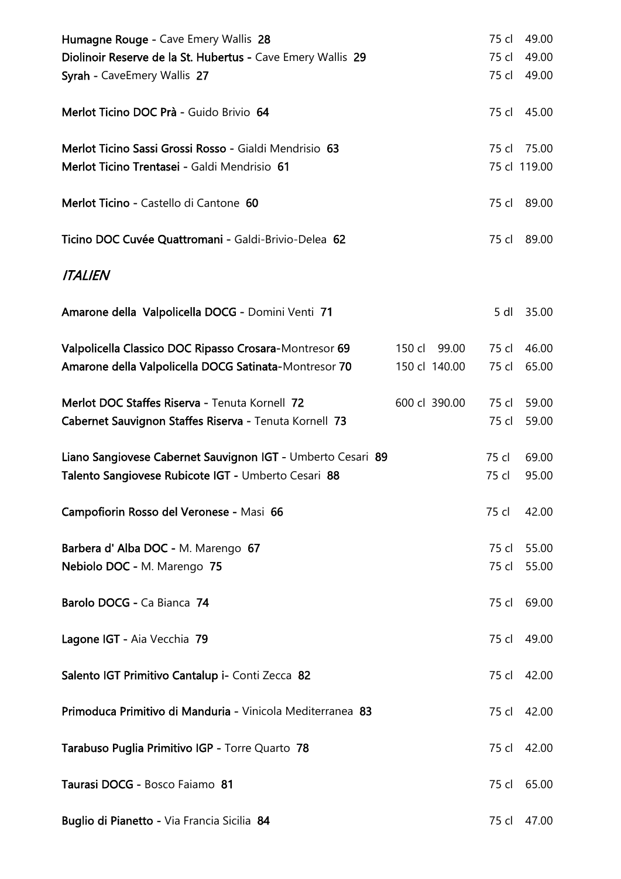**Humagne Rouge -** Cave Emery Wallis **28** 75 cl 49.00
**Diolinoir Reserve de la St. Hubertus -** Cave Emery Wallis **29** 75 cl 49.00
**Syrah -** CaveEmery Wallis **27** 75 cl 49.00

**Merlot Ticino DOC Prà -** Guido Brivio **64** 75 cl 45.00

**Merlot Ticino Sassi Grossi Rosso -** Gialdi Mendrisio **63** 75 cl 75.00
**Merlot Ticino Trentasei -** Galdi Mendrisio **61** 75 cl 119.00

**Merlot Ticino -** Castello di Cantone **60** 75 cl 89.00

**Ticino DOC Cuvée Quattromani -** Galdi-Brivio-Delea **62** 75 cl 89.00

## *ITALIEN*

**Amarone della Valpolicella DOCG -** Domini Venti **71** 5 dl 35.00

**Valpolicella Classico DOC Ripasso Crosara-**Montresor **69** 150 cl 99.00 75 cl 46.00
**Amarone della Valpolicella DOCG Satinata-**Montresor **70** 150 cl 140.00 75 cl 65.00

**Merlot DOC Staffes Riserva -** Tenuta Kornell **72** 600 cl 390.00 75 cl 59.00
**Cabernet Sauvignon Staffes Riserva -** Tenuta Kornell **73** 75 cl 59.00

**Liano Sangiovese Cabernet Sauvignon IGT -** Umberto Cesari **89** 75 cl 69.00
**Talento Sangiovese Rubicote IGT -** Umberto Cesari **88** 75 cl 95.00

**Campofiorin Rosso del Veronese -** Masi **66** 75 cl 42.00

**Barbera d' Alba DOC -** M. Marengo **67** 75 cl 55.00
**Nebiolo DOC -** M. Marengo **75** 75 cl 55.00

**Barolo DOCG -** Ca Bianca **74** 75 cl 69.00

**Lagone IGT -** Aia Vecchia **79** 75 cl 49.00

**Salento IGT Primitivo Cantalup i-** Conti Zecca **82** 75 cl 42.00

**Primoduca Primitivo di Manduria -** Vinicola Mediterranea **83** 75 cl 42.00

**Tarabuso Puglia Primitivo IGP -** Torre Quarto **78** 75 cl 42.00

**Taurasi DOCG -** Bosco Faiamo **81** 75 cl 65.00

**Buglio di Pianetto -** Via Francia Sicilia **84** 75 cl 47.00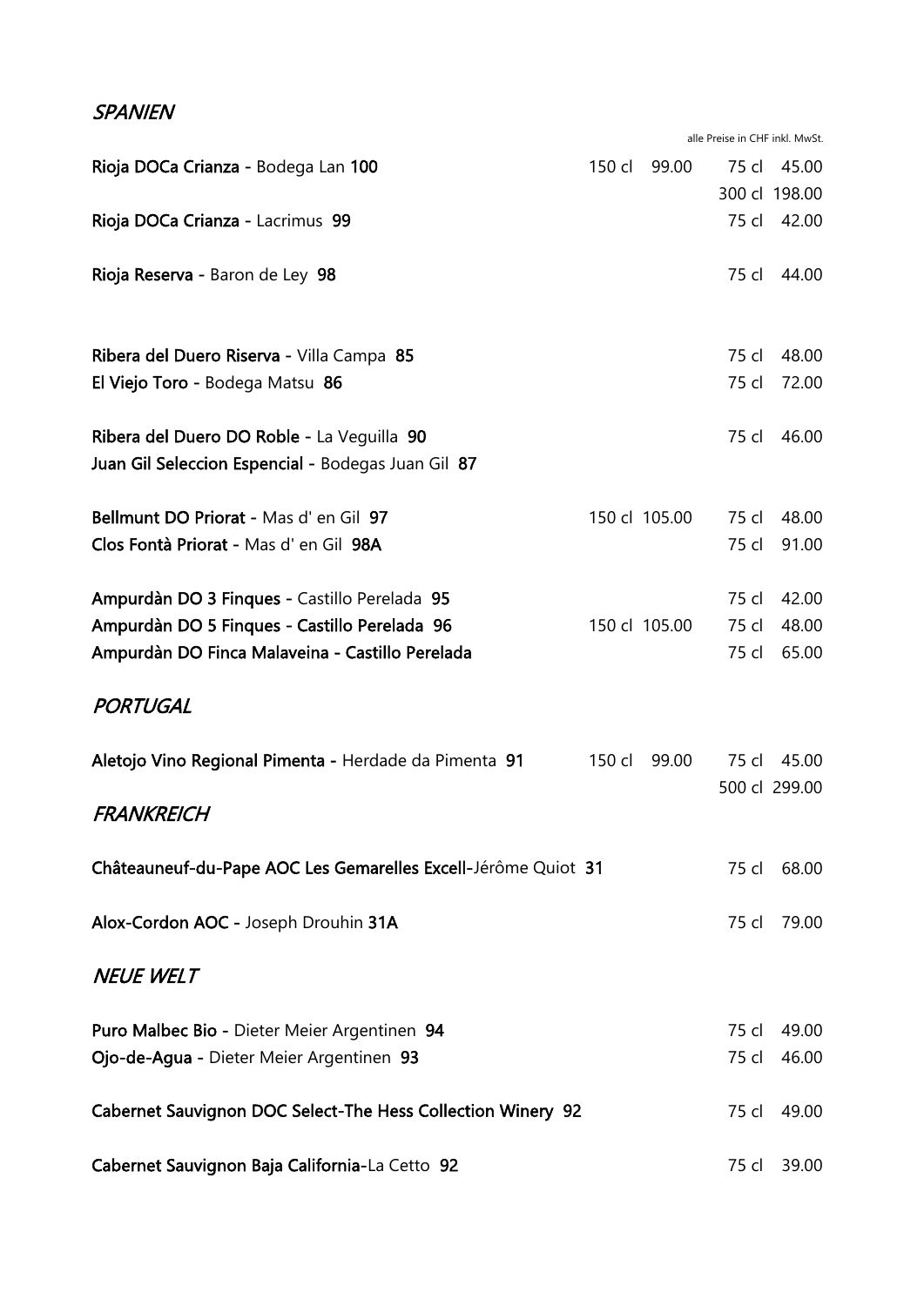## *SPANIEN*

alle Preise in CHF inkl. MwSt.

| Wein | | | | |
|---|---|---|---|---|
| **Rioja DOCa Crianza -** Bodega Lan **100** | 150 cl | 99.00 | 75 cl | 45.00 |
| | | | 300 cl | 198.00 |
| **Rioja DOCa Crianza -** Lacrimus **99** | | | 75 cl | 42.00 |
| **Rioja Reserva -** Baron de Ley **98** | | | 75 cl | 44.00 |
| **Ribera del Duero Riserva -** Villa Campa **85** | | | 75 cl | 48.00 |
| **El Viejo Toro -** Bodega Matsu **86** | | | 75 cl | 72.00 |
| **Ribera del Duero DO Roble -** La Veguilla **90** | | | 75 cl | 46.00 |
| **Juan Gil Seleccion Espencial -** Bodegas Juan Gil **87** | | | | |
| **Bellmunt DO Priorat -** Mas d' en Gil **97** | 150 cl | 105.00 | 75 cl | 48.00 |
| **Clos Fontà Priorat -** Mas d' en Gil **98A** | | | 75 cl | 91.00 |
| **Ampurdàn DO 3 Finques -** Castillo Perelada **95** | | | 75 cl | 42.00 |
| **Ampurdàn DO 5 Finques - Castillo Perelada 96** | 150 cl | 105.00 | 75 cl | 48.00 |
| **Ampurdàn DO Finca Malaveina - Castillo Perelada** | | | 75 cl | 65.00 |

## *PORTUGAL*

| Wein | | | | |
|---|---|---|---|---|
| **Aletojo Vino Regional Pimenta -** Herdade da Pimenta **91** | 150 cl | 99.00 | 75 cl | 45.00 |
| | | | 500 cl | 299.00 |

## *FRANKREICH*

| Wein | | |
|---|---|---|
| **Châteauneuf-du-Pape AOC Les Gemarelles Excell**-Jérôme Quiot **31** | 75 cl | 68.00 |
| **Alox-Cordon AOC -** Joseph Drouhin **31A** | 75 cl | 79.00 |

## *NEUE WELT*

| Wein | | |
|---|---|---|
| **Puro Malbec Bio -** Dieter Meier Argentinen **94** | 75 cl | 49.00 |
| **Ojo-de-Agua -** Dieter Meier Argentinen **93** | 75 cl | 46.00 |
| **Cabernet Sauvignon DOC Select-The Hess Collection Winery 92** | 75 cl | 49.00 |
| **Cabernet Sauvignon Baja California-**La Cetto **92** | 75 cl | 39.00 |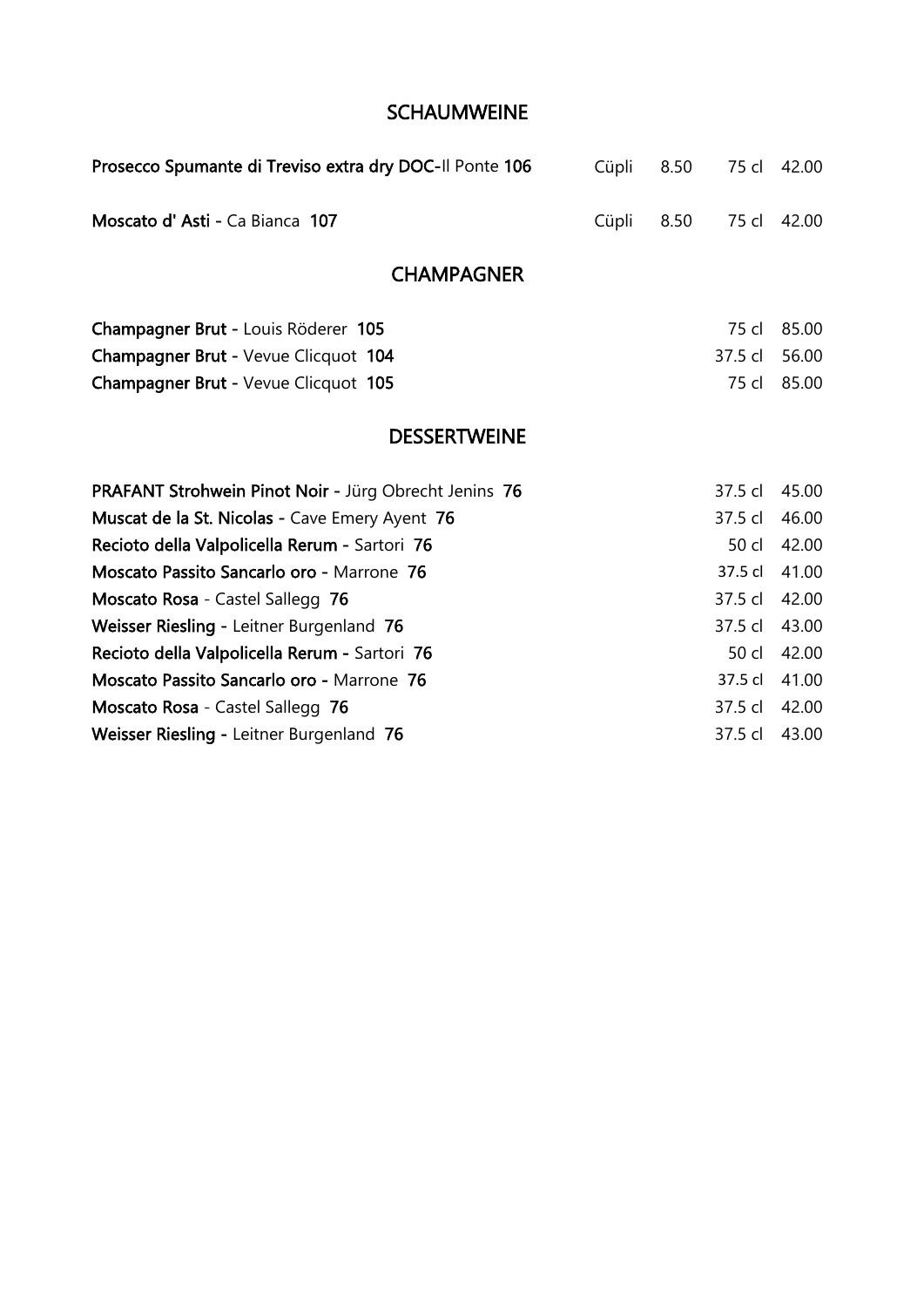## SCHAUMWEINE

| | | | | |
|---|---|---|---|---|
| **Prosecco Spumante di Treviso extra dry DOC**-Il Ponte **106** | Cüpli | 8.50 | 75 cl | 42.00 |
| **Moscato d' Asti** - Ca Bianca **107** | Cüpli | 8.50 | 75 cl | 42.00 |

## CHAMPAGNER

| | | |
|---|---|---|
| **Champagner Brut** - Louis Röderer **105** | 75 cl | 85.00 |
| **Champagner Brut** - Vevue Clicquot **104** | 37.5 cl | 56.00 |
| **Champagner Brut** - Vevue Clicquot **105** | 75 cl | 85.00 |

## DESSERTWEINE

| | | |
|---|---|---|
| **PRAFANT Strohwein Pinot Noir** - Jürg Obrecht Jenins **76** | 37.5 cl | 45.00 |
| **Muscat de la St. Nicolas** - Cave Emery Ayent **76** | 37.5 cl | 46.00 |
| **Recioto della Valpolicella Rerum** - Sartori **76** | 50 cl | 42.00 |
| **Moscato Passito Sancarlo oro** - Marrone **76** | 37.5 cl | 41.00 |
| **Moscato Rosa** - Castel Sallegg **76** | 37.5 cl | 42.00 |
| **Weisser Riesling** - Leitner Burgenland **76** | 37.5 cl | 43.00 |
| **Recioto della Valpolicella Rerum** - Sartori **76** | 50 cl | 42.00 |
| **Moscato Passito Sancarlo oro** - Marrone **76** | 37.5 cl | 41.00 |
| **Moscato Rosa** - Castel Sallegg **76** | 37.5 cl | 42.00 |
| **Weisser Riesling** - Leitner Burgenland **76** | 37.5 cl | 43.00 |